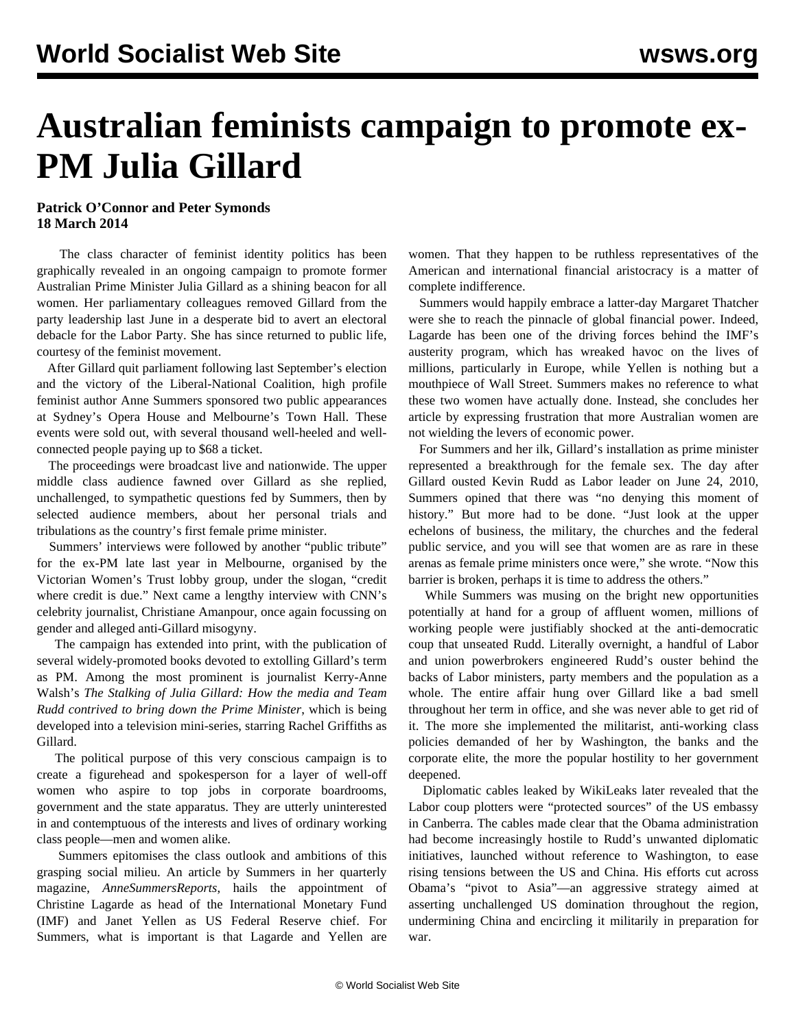# Australian feminists campaign to promote ex-PM Julia Gillard

**Patrick O'Connor and Peter Symonds**
**18 March 2014**

The class character of feminist identity politics has been graphically revealed in an ongoing campaign to promote former Australian Prime Minister Julia Gillard as a shining beacon for all women. Her parliamentary colleagues removed Gillard from the party leadership last June in a desperate bid to avert an electoral debacle for the Labor Party. She has since returned to public life, courtesy of the feminist movement.

After Gillard quit parliament following last September's election and the victory of the Liberal-National Coalition, high profile feminist author Anne Summers sponsored two public appearances at Sydney's Opera House and Melbourne's Town Hall. These events were sold out, with several thousand well-heeled and well-connected people paying up to $68 a ticket.

The proceedings were broadcast live and nationwide. The upper middle class audience fawned over Gillard as she replied, unchallenged, to sympathetic questions fed by Summers, then by selected audience members, about her personal trials and tribulations as the country's first female prime minister.

Summers' interviews were followed by another "public tribute" for the ex-PM late last year in Melbourne, organised by the Victorian Women's Trust lobby group, under the slogan, "credit where credit is due." Next came a lengthy interview with CNN's celebrity journalist, Christiane Amanpour, once again focussing on gender and alleged anti-Gillard misogyny.

The campaign has extended into print, with the publication of several widely-promoted books devoted to extolling Gillard's term as PM. Among the most prominent is journalist Kerry-Anne Walsh's *The Stalking of Julia Gillard: How the media and Team Rudd contrived to bring down the Prime Minister*, which is being developed into a television mini-series, starring Rachel Griffiths as Gillard.

The political purpose of this very conscious campaign is to create a figurehead and spokesperson for a layer of well-off women who aspire to top jobs in corporate boardrooms, government and the state apparatus. They are utterly uninterested in and contemptuous of the interests and lives of ordinary working class people—men and women alike.

Summers epitomises the class outlook and ambitions of this grasping social milieu. An article by Summers in her quarterly magazine, *AnneSummersReports*, hails the appointment of Christine Lagarde as head of the International Monetary Fund (IMF) and Janet Yellen as US Federal Reserve chief. For Summers, what is important is that Lagarde and Yellen are women. That they happen to be ruthless representatives of the American and international financial aristocracy is a matter of complete indifference.

Summers would happily embrace a latter-day Margaret Thatcher were she to reach the pinnacle of global financial power. Indeed, Lagarde has been one of the driving forces behind the IMF's austerity program, which has wreaked havoc on the lives of millions, particularly in Europe, while Yellen is nothing but a mouthpiece of Wall Street. Summers makes no reference to what these two women have actually done. Instead, she concludes her article by expressing frustration that more Australian women are not wielding the levers of economic power.

For Summers and her ilk, Gillard's installation as prime minister represented a breakthrough for the female sex. The day after Gillard ousted Kevin Rudd as Labor leader on June 24, 2010, Summers opined that there was "no denying this moment of history." But more had to be done. "Just look at the upper echelons of business, the military, the churches and the federal public service, and you will see that women are as rare in these arenas as female prime ministers once were," she wrote. "Now this barrier is broken, perhaps it is time to address the others."

While Summers was musing on the bright new opportunities potentially at hand for a group of affluent women, millions of working people were justifiably shocked at the anti-democratic coup that unseated Rudd. Literally overnight, a handful of Labor and union powerbrokers engineered Rudd's ouster behind the backs of Labor ministers, party members and the population as a whole. The entire affair hung over Gillard like a bad smell throughout her term in office, and she was never able to get rid of it. The more she implemented the militarist, anti-working class policies demanded of her by Washington, the banks and the corporate elite, the more the popular hostility to her government deepened.

Diplomatic cables leaked by WikiLeaks later revealed that the Labor coup plotters were "protected sources" of the US embassy in Canberra. The cables made clear that the Obama administration had become increasingly hostile to Rudd's unwanted diplomatic initiatives, launched without reference to Washington, to ease rising tensions between the US and China. His efforts cut across Obama's "pivot to Asia"—an aggressive strategy aimed at asserting unchallenged US domination throughout the region, undermining China and encircling it militarily in preparation for war.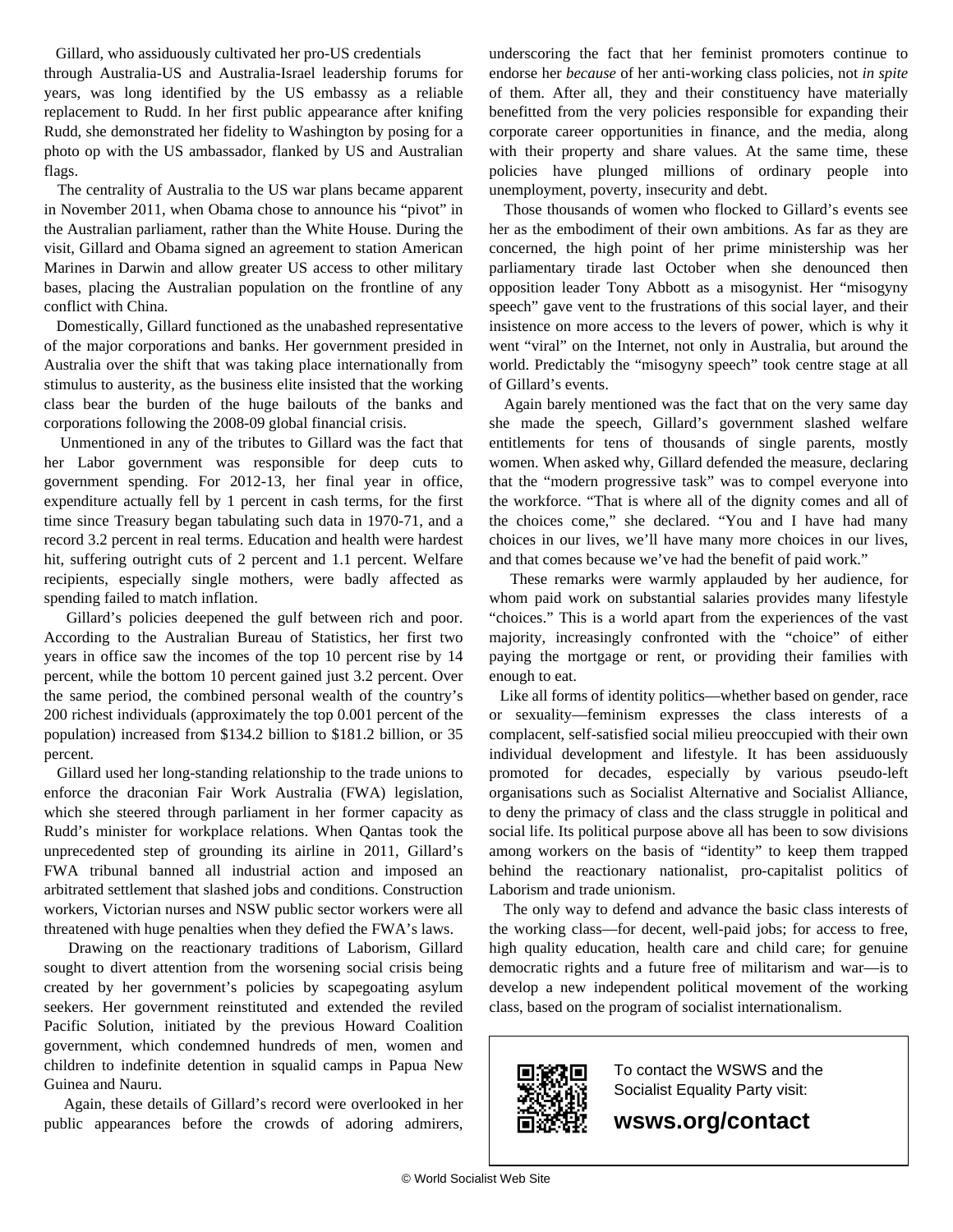Gillard, who assiduously cultivated her pro-US credentials through Australia-US and Australia-Israel leadership forums for years, was long identified by the US embassy as a reliable replacement to Rudd. In her first public appearance after knifing Rudd, she demonstrated her fidelity to Washington by posing for a photo op with the US ambassador, flanked by US and Australian flags.

The centrality of Australia to the US war plans became apparent in November 2011, when Obama chose to announce his "pivot" in the Australian parliament, rather than the White House. During the visit, Gillard and Obama signed an agreement to station American Marines in Darwin and allow greater US access to other military bases, placing the Australian population on the frontline of any conflict with China.

Domestically, Gillard functioned as the unabashed representative of the major corporations and banks. Her government presided in Australia over the shift that was taking place internationally from stimulus to austerity, as the business elite insisted that the working class bear the burden of the huge bailouts of the banks and corporations following the 2008-09 global financial crisis.

Unmentioned in any of the tributes to Gillard was the fact that her Labor government was responsible for deep cuts to government spending. For 2012-13, her final year in office, expenditure actually fell by 1 percent in cash terms, for the first time since Treasury began tabulating such data in 1970-71, and a record 3.2 percent in real terms. Education and health were hardest hit, suffering outright cuts of 2 percent and 1.1 percent. Welfare recipients, especially single mothers, were badly affected as spending failed to match inflation.

Gillard's policies deepened the gulf between rich and poor. According to the Australian Bureau of Statistics, her first two years in office saw the incomes of the top 10 percent rise by 14 percent, while the bottom 10 percent gained just 3.2 percent. Over the same period, the combined personal wealth of the country's 200 richest individuals (approximately the top 0.001 percent of the population) increased from $134.2 billion to $181.2 billion, or 35 percent.

Gillard used her long-standing relationship to the trade unions to enforce the draconian Fair Work Australia (FWA) legislation, which she steered through parliament in her former capacity as Rudd's minister for workplace relations. When Qantas took the unprecedented step of grounding its airline in 2011, Gillard's FWA tribunal banned all industrial action and imposed an arbitrated settlement that slashed jobs and conditions. Construction workers, Victorian nurses and NSW public sector workers were all threatened with huge penalties when they defied the FWA's laws.

Drawing on the reactionary traditions of Laborism, Gillard sought to divert attention from the worsening social crisis being created by her government's policies by scapegoating asylum seekers. Her government reinstituted and extended the reviled Pacific Solution, initiated by the previous Howard Coalition government, which condemned hundreds of men, women and children to indefinite detention in squalid camps in Papua New Guinea and Nauru.

Again, these details of Gillard's record were overlooked in her public appearances before the crowds of adoring admirers, underscoring the fact that her feminist promoters continue to endorse her *because* of her anti-working class policies, not *in spite* of them. After all, they and their constituency have materially benefitted from the very policies responsible for expanding their corporate career opportunities in finance, and the media, along with their property and share values. At the same time, these policies have plunged millions of ordinary people into unemployment, poverty, insecurity and debt.

Those thousands of women who flocked to Gillard's events see her as the embodiment of their own ambitions. As far as they are concerned, the high point of her prime ministership was her parliamentary tirade last October when she denounced then opposition leader Tony Abbott as a misogynist. Her "misogyny speech" gave vent to the frustrations of this social layer, and their insistence on more access to the levers of power, which is why it went "viral" on the Internet, not only in Australia, but around the world. Predictably the "misogyny speech" took centre stage at all of Gillard's events.

Again barely mentioned was the fact that on the very same day she made the speech, Gillard's government slashed welfare entitlements for tens of thousands of single parents, mostly women. When asked why, Gillard defended the measure, declaring that the "modern progressive task" was to compel everyone into the workforce. "That is where all of the dignity comes and all of the choices come," she declared. "You and I have had many choices in our lives, we'll have many more choices in our lives, and that comes because we've had the benefit of paid work."

These remarks were warmly applauded by her audience, for whom paid work on substantial salaries provides many lifestyle "choices." This is a world apart from the experiences of the vast majority, increasingly confronted with the "choice" of either paying the mortgage or rent, or providing their families with enough to eat.

Like all forms of identity politics—whether based on gender, race or sexuality—feminism expresses the class interests of a complacent, self-satisfied social milieu preoccupied with their own individual development and lifestyle. It has been assiduously promoted for decades, especially by various pseudo-left organisations such as Socialist Alternative and Socialist Alliance, to deny the primacy of class and the class struggle in political and social life. Its political purpose above all has been to sow divisions among workers on the basis of "identity" to keep them trapped behind the reactionary nationalist, pro-capitalist politics of Laborism and trade unionism.

The only way to defend and advance the basic class interests of the working class—for decent, well-paid jobs; for access to free, high quality education, health care and child care; for genuine democratic rights and a future free of militarism and war—is to develop a new independent political movement of the working class, based on the program of socialist internationalism.

To contact the WSWS and the Socialist Equality Party visit:

**wsws.org/contact**